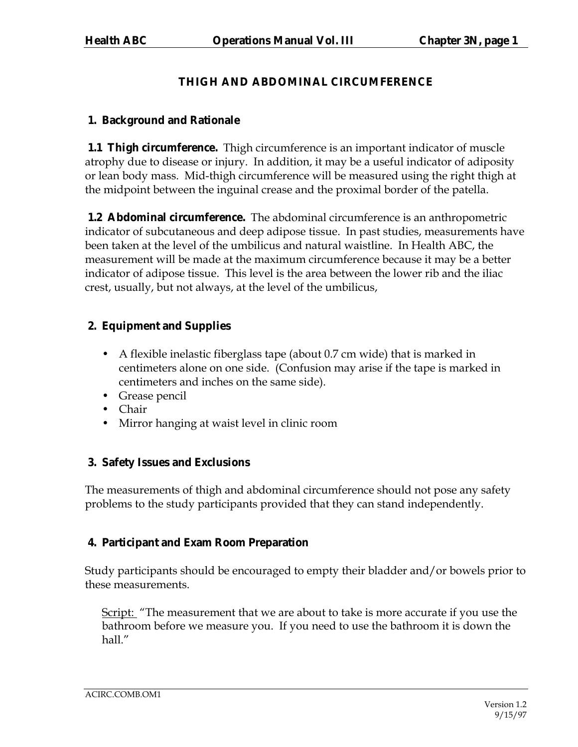# THIGH AND ABDOMINAL CIRCUMFERENCE

## 1. Background and Rationale

**1.1 Thigh circumference.** Thigh circumference is an important indicator of muscle atrophy due to disease or injury. In addition, it may be a useful indicator of adiposity or lean body mass. Mid-thigh circumference will be measured using the right thigh at the midpoint between the inguinal crease and the proximal border of the patella.

**1.2 Abdominal circumference.** The abdominal circumference is an anthropometric indicator of subcutaneous and deep adipose tissue. In past studies, measurements have been taken at the level of the umbilicus and natural waistline. In Health ABC, the measurement will be made at the maximum circumference because it may be a better indicator of adipose tissue. This level is the area between the lower rib and the iliac crest, usually, but not always, at the level of the umbilicus,

## 2. Equipment and Supplies

- A flexible inelastic fiberglass tape (about 0.7 cm wide) that is marked in centimeters alone on one side. (Confusion may arise if the tape is marked in centimeters and inches on the same side).
- Grease pencil
- Chair
- Mirror hanging at waist level in clinic room

## 3. Safety Issues and Exclusions

The measurements of thigh and abdominal circumference should not pose any safety problems to the study participants provided that they can stand independently.

## 4. Participant and Exam Room Preparation

Study participants should be encouraged to empty their bladder and/or bowels prior to these measurements.

Script: "The measurement that we are about to take is more accurate if you use the bathroom before we measure you. If you need to use the bathroom it is down the hall."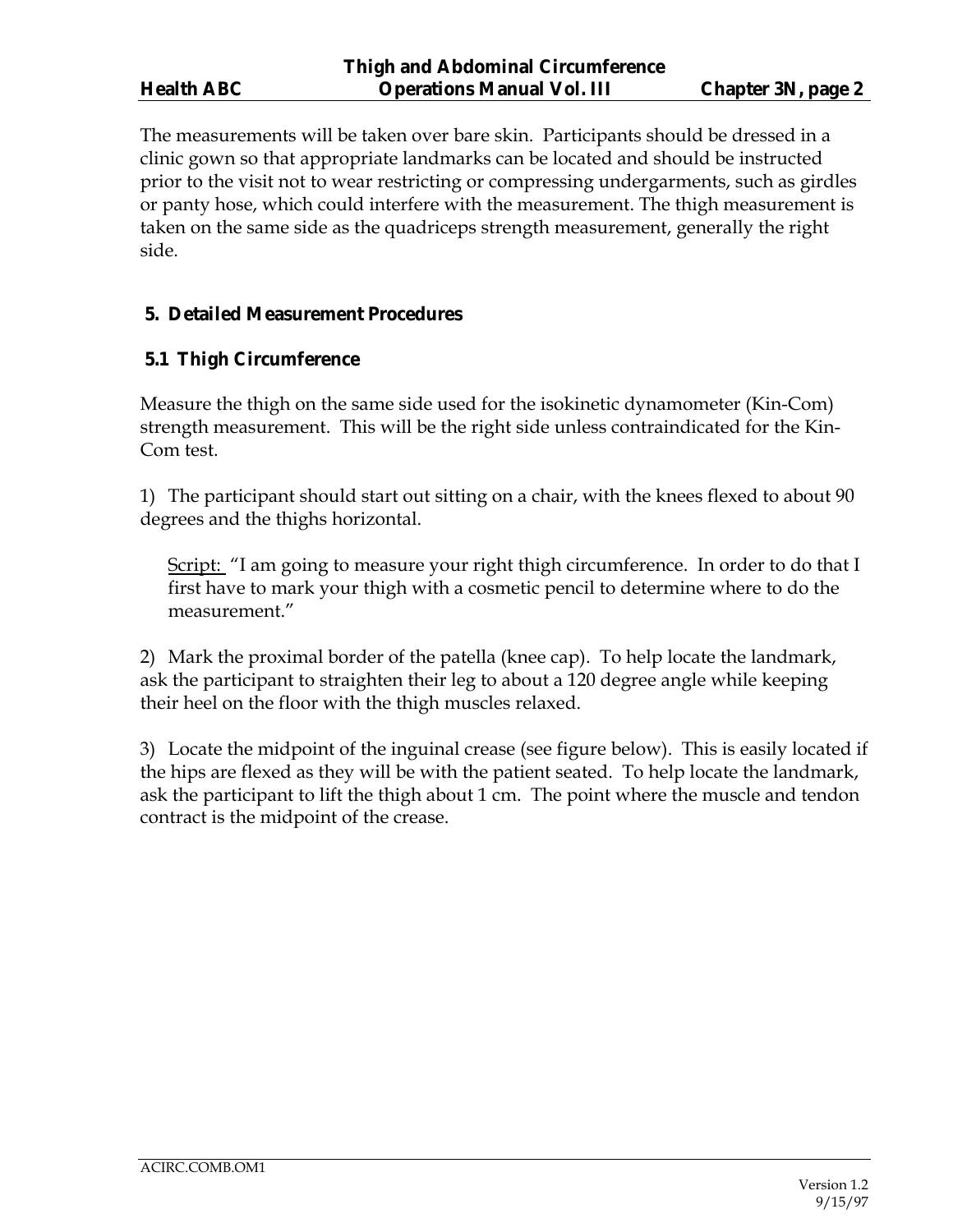The measurements will be taken over bare skin. Participants should be dressed in a clinic gown so that appropriate landmarks can be located and should be instructed prior to the visit not to wear restricting or compressing undergarments, such as girdles or panty hose, which could interfere with the measurement. The thigh measurement is taken on the same side as the quadriceps strength measurement, generally the right side.

## 5. Detailed Measurement Procedures

### 5.1 Thigh Circumference

Measure the thigh on the same side used for the isokinetic dynamometer (Kin-Com) strength measurement. This will be the right side unless contraindicated for the Kin-Com test.

1) The participant should start out sitting on a chair, with the knees flexed to about 90 degrees and the thighs horizontal.

> Script: "I am going to measure your right thigh circumference. In order to do that I first have to mark your thigh with a cosmetic pencil to determine where to do the measurement."

2) Mark the proximal border of the patella (knee cap). To help locate the landmark, ask the participant to straighten their leg to about a 120 degree angle while keeping their heel on the floor with the thigh muscles relaxed.

3) Locate the midpoint of the inguinal crease (see figure below). This is easily located if the hips are flexed as they will be with the patient seated. To help locate the landmark, ask the participant to lift the thigh about 1 cm. The point where the muscle and tendon contract is the midpoint of the crease.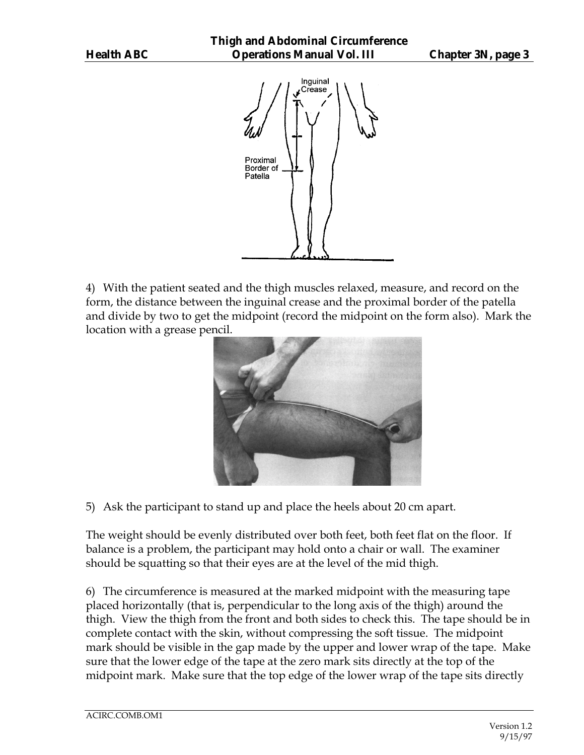4) With the patient seated and the thigh muscles relaxed, measure, and record on the form, the distance between the inguinal crease and the proximal border of the patella and divide by two to get the midpoint (record the midpoint on the form also). Mark the location with a grease pencil.

5) Ask the participant to stand up and place the heels about 20 cm apart.

The weight should be evenly distributed over both feet, both feet flat on the floor. If balance is a problem, the participant may hold onto a chair or wall. The examiner should be squatting so that their eyes are at the level of the mid thigh.

6) The circumference is measured at the marked midpoint with the measuring tape placed horizontally (that is, perpendicular to the long axis of the thigh) around the thigh. View the thigh from the front and both sides to check this. The tape should be in complete contact with the skin, without compressing the soft tissue. The midpoint mark should be visible in the gap made by the upper and lower wrap of the tape. Make sure that the lower edge of the tape at the zero mark sits directly at the top of the midpoint mark. Make sure that the top edge of the lower wrap of the tape sits directly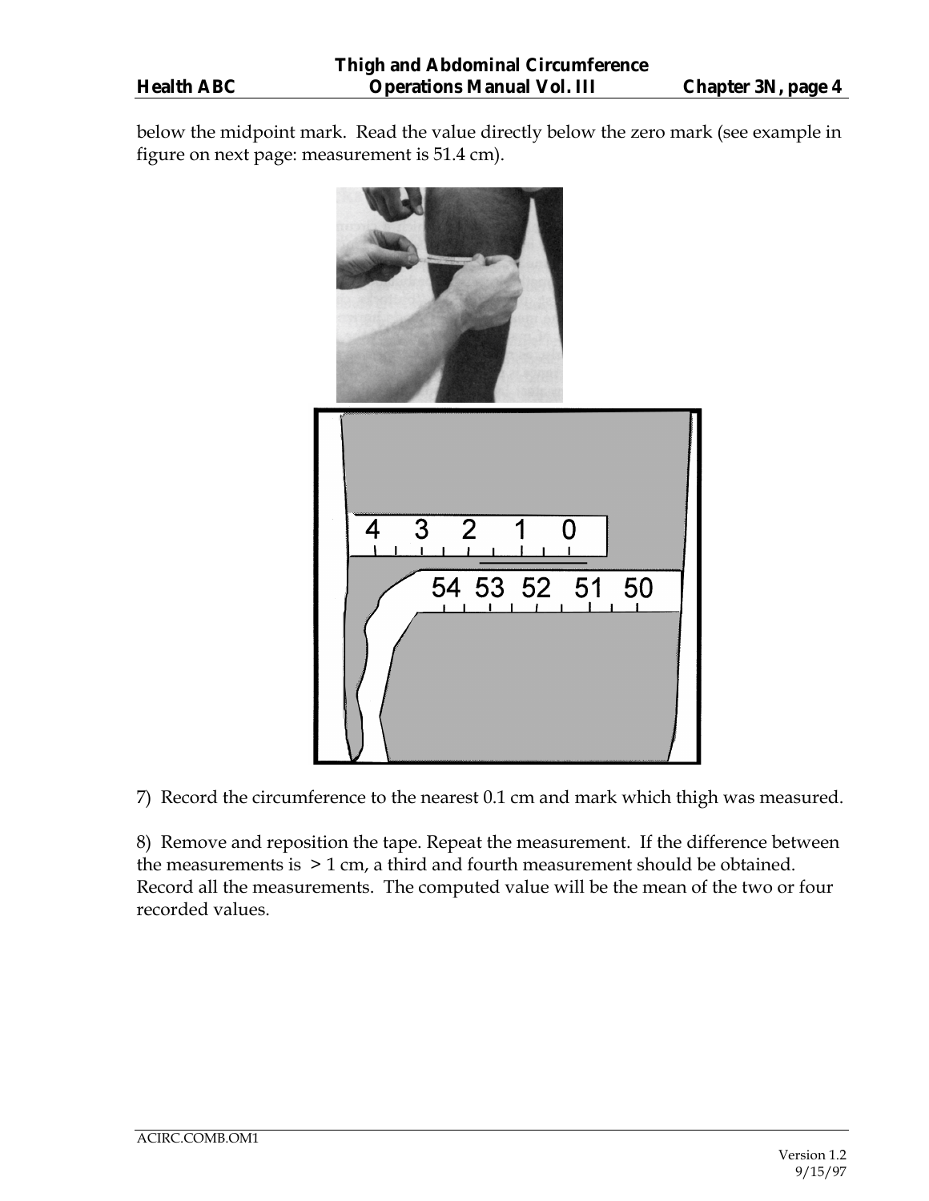below the midpoint mark. Read the value directly below the zero mark (see example in figure on next page: measurement is 51.4 cm).

7) Record the circumference to the nearest 0.1 cm and mark which thigh was measured.

8) Remove and reposition the tape. Repeat the measurement. If the difference between the measurements is > 1 cm, a third and fourth measurement should be obtained. Record all the measurements. The computed value will be the mean of the two or four recorded values.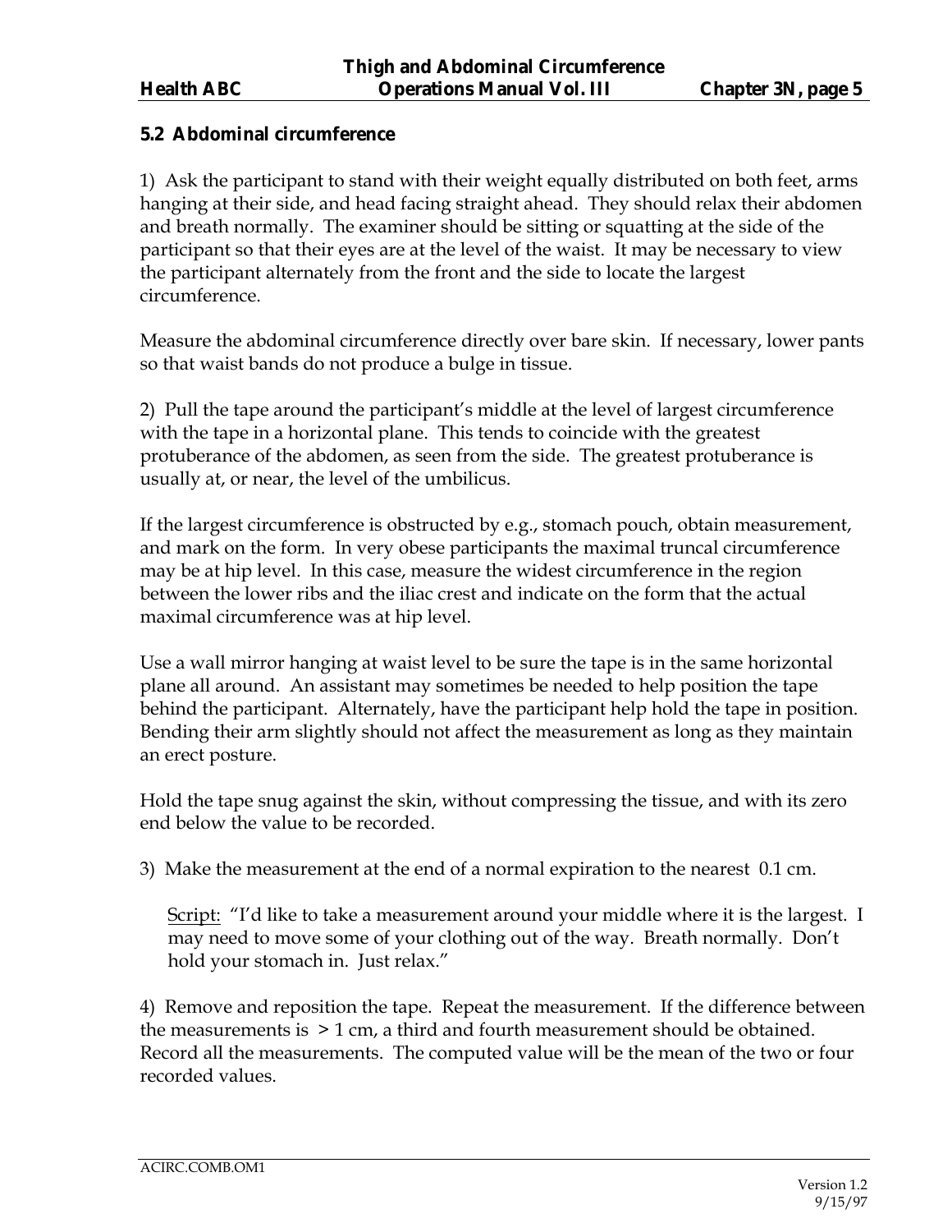### 5.2 Abdominal circumference

1) Ask the participant to stand with their weight equally distributed on both feet, arms hanging at their side, and head facing straight ahead. They should relax their abdomen and breath normally. The examiner should be sitting or squatting at the side of the participant so that their eyes are at the level of the waist. It may be necessary to view the participant alternately from the front and the side to locate the largest circumference.

Measure the abdominal circumference directly over bare skin. If necessary, lower pants so that waist bands do not produce a bulge in tissue.

2) Pull the tape around the participant's middle at the level of largest circumference with the tape in a horizontal plane. This tends to coincide with the greatest protuberance of the abdomen, as seen from the side. The greatest protuberance is usually at, or near, the level of the umbilicus.

If the largest circumference is obstructed by e.g., stomach pouch, obtain measurement, and mark on the form. In very obese participants the maximal truncal circumference may be at hip level. In this case, measure the widest circumference in the region between the lower ribs and the iliac crest and indicate on the form that the actual maximal circumference was at hip level.

Use a wall mirror hanging at waist level to be sure the tape is in the same horizontal plane all around. An assistant may sometimes be needed to help position the tape behind the participant. Alternately, have the participant help hold the tape in position. Bending their arm slightly should not affect the measurement as long as they maintain an erect posture.

Hold the tape snug against the skin, without compressing the tissue, and with its zero end below the value to be recorded.

3) Make the measurement at the end of a normal expiration to the nearest 0.1 cm.

> Script: "I'd like to take a measurement around your middle where it is the largest. I may need to move some of your clothing out of the way. Breath normally. Don't hold your stomach in. Just relax."

4) Remove and reposition the tape. Repeat the measurement. If the difference between the measurements is > 1 cm, a third and fourth measurement should be obtained. Record all the measurements. The computed value will be the mean of the two or four recorded values.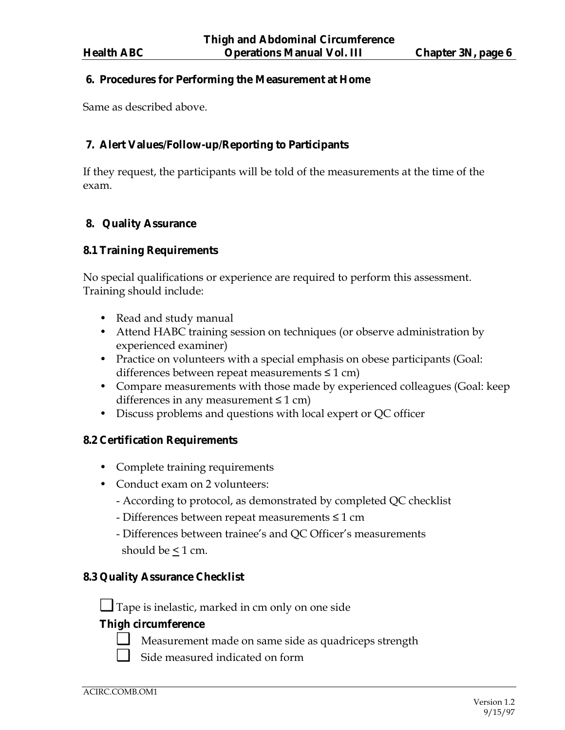## 6. Procedures for Performing the Measurement at Home

Same as described above.

## 7. Alert Values/Follow-up/Reporting to Participants

If they request, the participants will be told of the measurements at the time of the exam.

## 8. Quality Assurance

### 8.1 Training Requirements

No special qualifications or experience are required to perform this assessment. Training should include:

- Read and study manual
- Attend HABC training session on techniques (or observe administration by experienced examiner)
- Practice on volunteers with a special emphasis on obese participants (Goal: differences between repeat measurements ≤ 1 cm)
- Compare measurements with those made by experienced colleagues (Goal: keep differences in any measurement ≤ 1 cm)
- Discuss problems and questions with local expert or QC officer

### 8.2 Certification Requirements

- Complete training requirements
- Conduct exam on 2 volunteers:
  - According to protocol, as demonstrated by completed QC checklist
  - Differences between repeat measurements ≤ 1 cm
  - Differences between trainee's and QC Officer's measurements should be ≤ 1 cm.

### 8.3 Quality Assurance Checklist

- [ ] Tape is inelastic, marked in cm only on one side

**Thigh circumference**

- [ ] Measurement made on same side as quadriceps strength
- [ ] Side measured indicated on form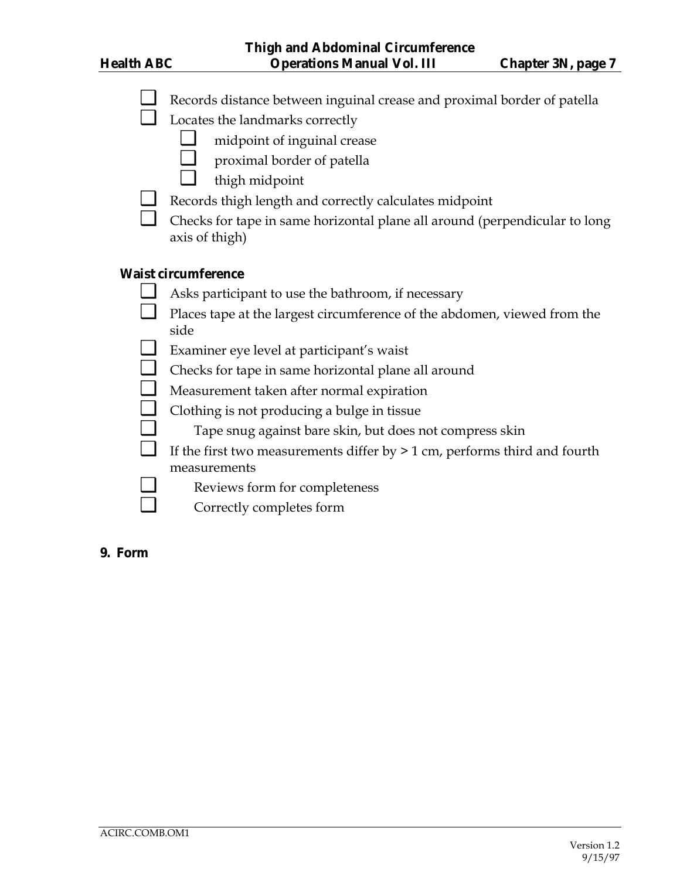- ☐ Records distance between inguinal crease and proximal border of patella
- ☐ Locates the landmarks correctly
  - ☐ midpoint of inguinal crease
  - ☐ proximal border of patella
  - ☐ thigh midpoint
- ☐ Records thigh length and correctly calculates midpoint
- ☐ Checks for tape in same horizontal plane all around (perpendicular to long axis of thigh)

**Waist circumference**

- ☐ Asks participant to use the bathroom, if necessary
- ☐ Places tape at the largest circumference of the abdomen, viewed from the side
- ☐ Examiner eye level at participant's waist
- ☐ Checks for tape in same horizontal plane all around
- ☐ Measurement taken after normal expiration
- ☐ Clothing is not producing a bulge in tissue
- ☐ Tape snug against bare skin, but does not compress skin
- ☐ If the first two measurements differ by > 1 cm, performs third and fourth measurements
- ☐ Reviews form for completeness
- ☐ Correctly completes form

## 9. Form